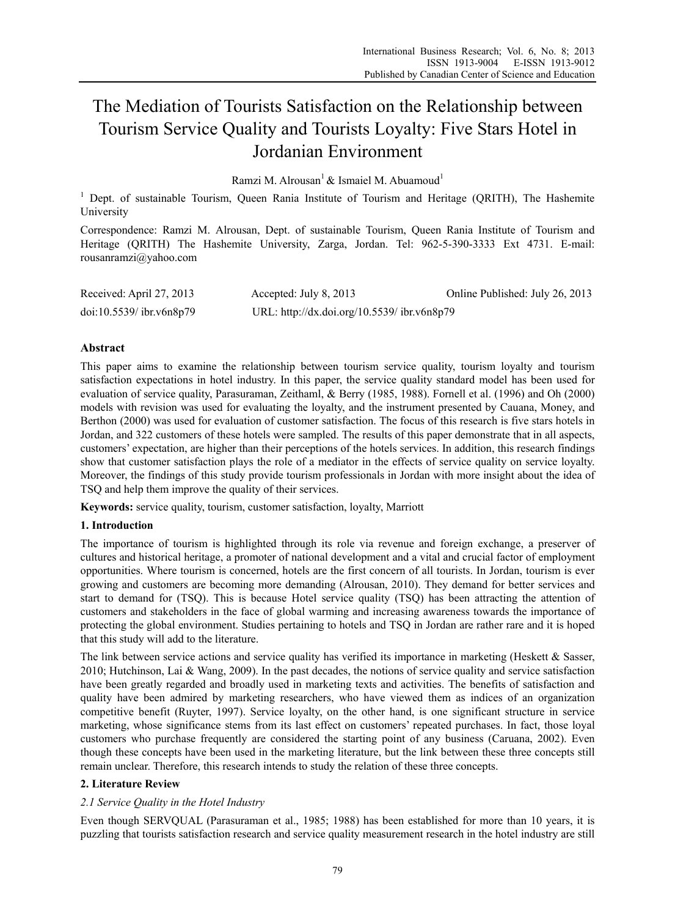# The Mediation of Tourists Satisfaction on the Relationship between Tourism Service Quality and Tourists Loyalty: Five Stars Hotel in Jordanian Environment

Ramzi M. Alrousan[1] & Ismaiel M. Abuamoud[1]

[1] Dept. of sustainable Tourism, Queen Rania Institute of Tourism and Heritage (QRITH), The Hashemite University

Correspondence: Ramzi M. Alrousan, Dept. of sustainable Tourism, Queen Rania Institute of Tourism and Heritage (QRITH) The Hashemite University, Zarga, Jordan. Tel: 962-5-390-3333 Ext 4731. E-mail: rousanramzi@yahoo.com

Received: April 27, 2013　　Accepted: July 8, 2013　　Online Published: July 26, 2013

doi:10.5539/ ibr.v6n8p79　　URL: http://dx.doi.org/10.5539/ ibr.v6n8p79

## Abstract

This paper aims to examine the relationship between tourism service quality, tourism loyalty and tourism satisfaction expectations in hotel industry. In this paper, the service quality standard model has been used for evaluation of service quality, Parasuraman, Zeithaml, & Berry (1985, 1988). Fornell et al. (1996) and Oh (2000) models with revision was used for evaluating the loyalty, and the instrument presented by Cauana, Money, and Berthon (2000) was used for evaluation of customer satisfaction. The focus of this research is five stars hotels in Jordan, and 322 customers of these hotels were sampled. The results of this paper demonstrate that in all aspects, customers' expectation, are higher than their perceptions of the hotels services. In addition, this research findings show that customer satisfaction plays the role of a mediator in the effects of service quality on service loyalty. Moreover, the findings of this study provide tourism professionals in Jordan with more insight about the idea of TSQ and help them improve the quality of their services.

**Keywords:** service quality, tourism, customer satisfaction, loyalty, Marriott

## 1. Introduction

The importance of tourism is highlighted through its role via revenue and foreign exchange, a preserver of cultures and historical heritage, a promoter of national development and a vital and crucial factor of employment opportunities. Where tourism is concerned, hotels are the first concern of all tourists. In Jordan, tourism is ever growing and customers are becoming more demanding (Alrousan, 2010). They demand for better services and start to demand for (TSQ). This is because Hotel service quality (TSQ) has been attracting the attention of customers and stakeholders in the face of global warming and increasing awareness towards the importance of protecting the global environment. Studies pertaining to hotels and TSQ in Jordan are rather rare and it is hoped that this study will add to the literature.

The link between service actions and service quality has verified its importance in marketing (Heskett & Sasser, 2010; Hutchinson, Lai & Wang, 2009). In the past decades, the notions of service quality and service satisfaction have been greatly regarded and broadly used in marketing texts and activities. The benefits of satisfaction and quality have been admired by marketing researchers, who have viewed them as indices of an organization competitive benefit (Ruyter, 1997). Service loyalty, on the other hand, is one significant structure in service marketing, whose significance stems from its last effect on customers' repeated purchases. In fact, those loyal customers who purchase frequently are considered the starting point of any business (Caruana, 2002). Even though these concepts have been used in the marketing literature, but the link between these three concepts still remain unclear. Therefore, this research intends to study the relation of these three concepts.

## 2. Literature Review

### *2.1 Service Quality in the Hotel Industry*

Even though SERVQUAL (Parasuraman et al., 1985; 1988) has been established for more than 10 years, it is puzzling that tourists satisfaction research and service quality measurement research in the hotel industry are still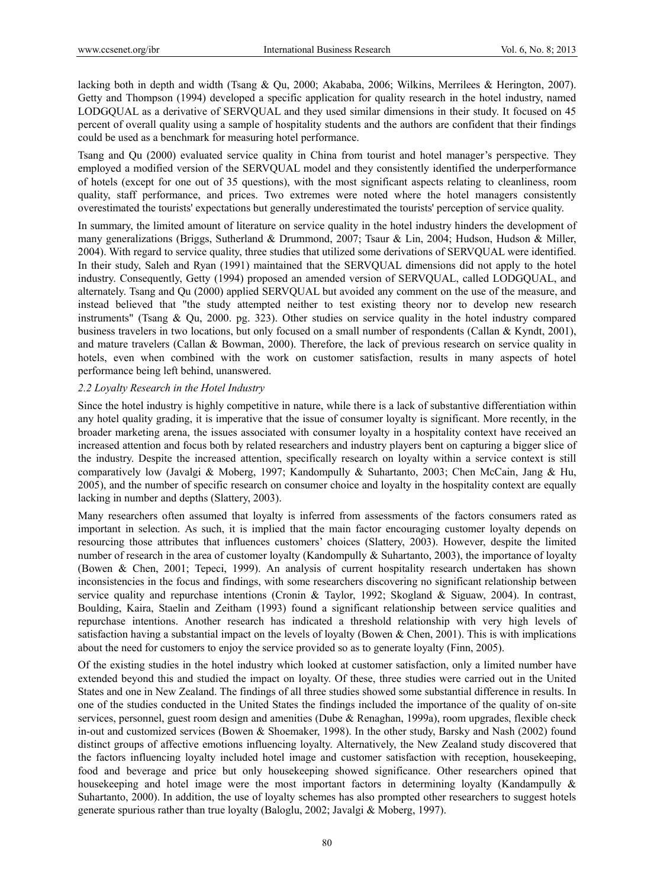lacking both in depth and width (Tsang & Qu, 2000; Akababa, 2006; Wilkins, Merrilees & Herington, 2007). Getty and Thompson (1994) developed a specific application for quality research in the hotel industry, named LODGQUAL as a derivative of SERVQUAL and they used similar dimensions in their study. It focused on 45 percent of overall quality using a sample of hospitality students and the authors are confident that their findings could be used as a benchmark for measuring hotel performance.

Tsang and Qu (2000) evaluated service quality in China from tourist and hotel manager's perspective. They employed a modified version of the SERVQUAL model and they consistently identified the underperformance of hotels (except for one out of 35 questions), with the most significant aspects relating to cleanliness, room quality, staff performance, and prices. Two extremes were noted where the hotel managers consistently overestimated the tourists' expectations but generally underestimated the tourists' perception of service quality.

In summary, the limited amount of literature on service quality in the hotel industry hinders the development of many generalizations (Briggs, Sutherland & Drummond, 2007; Tsaur & Lin, 2004; Hudson, Hudson & Miller, 2004). With regard to service quality, three studies that utilized some derivations of SERVQUAL were identified. In their study, Saleh and Ryan (1991) maintained that the SERVQUAL dimensions did not apply to the hotel industry. Consequently, Getty (1994) proposed an amended version of SERVQUAL, called LODGQUAL, and alternately. Tsang and Qu (2000) applied SERVQUAL but avoided any comment on the use of the measure, and instead believed that "the study attempted neither to test existing theory nor to develop new research instruments" (Tsang & Qu, 2000. pg. 323). Other studies on service quality in the hotel industry compared business travelers in two locations, but only focused on a small number of respondents (Callan & Kyndt, 2001), and mature travelers (Callan & Bowman, 2000). Therefore, the lack of previous research on service quality in hotels, even when combined with the work on customer satisfaction, results in many aspects of hotel performance being left behind, unanswered.

### *2.2 Loyalty Research in the Hotel Industry*

Since the hotel industry is highly competitive in nature, while there is a lack of substantive differentiation within any hotel quality grading, it is imperative that the issue of consumer loyalty is significant. More recently, in the broader marketing arena, the issues associated with consumer loyalty in a hospitality context have received an increased attention and focus both by related researchers and industry players bent on capturing a bigger slice of the industry. Despite the increased attention, specifically research on loyalty within a service context is still comparatively low (Javalgi & Moberg, 1997; Kandompully & Suhartanto, 2003; Chen McCain, Jang & Hu, 2005), and the number of specific research on consumer choice and loyalty in the hospitality context are equally lacking in number and depths (Slattery, 2003).

Many researchers often assumed that loyalty is inferred from assessments of the factors consumers rated as important in selection. As such, it is implied that the main factor encouraging customer loyalty depends on resourcing those attributes that influences customers' choices (Slattery, 2003). However, despite the limited number of research in the area of customer loyalty (Kandompully & Suhartanto, 2003), the importance of loyalty (Bowen & Chen, 2001; Tepeci, 1999). An analysis of current hospitality research undertaken has shown inconsistencies in the focus and findings, with some researchers discovering no significant relationship between service quality and repurchase intentions (Cronin & Taylor, 1992; Skogland & Siguaw, 2004). In contrast, Boulding, Kaira, Staelin and Zeitham (1993) found a significant relationship between service qualities and repurchase intentions. Another research has indicated a threshold relationship with very high levels of satisfaction having a substantial impact on the levels of loyalty (Bowen & Chen, 2001). This is with implications about the need for customers to enjoy the service provided so as to generate loyalty (Finn, 2005).

Of the existing studies in the hotel industry which looked at customer satisfaction, only a limited number have extended beyond this and studied the impact on loyalty. Of these, three studies were carried out in the United States and one in New Zealand. The findings of all three studies showed some substantial difference in results. In one of the studies conducted in the United States the findings included the importance of the quality of on-site services, personnel, guest room design and amenities (Dube & Renaghan, 1999a), room upgrades, flexible check in-out and customized services (Bowen & Shoemaker, 1998). In the other study, Barsky and Nash (2002) found distinct groups of affective emotions influencing loyalty. Alternatively, the New Zealand study discovered that the factors influencing loyalty included hotel image and customer satisfaction with reception, housekeeping, food and beverage and price but only housekeeping showed significance. Other researchers opined that housekeeping and hotel image were the most important factors in determining loyalty (Kandampully & Suhartanto, 2000). In addition, the use of loyalty schemes has also prompted other researchers to suggest hotels generate spurious rather than true loyalty (Baloglu, 2002; Javalgi & Moberg, 1997).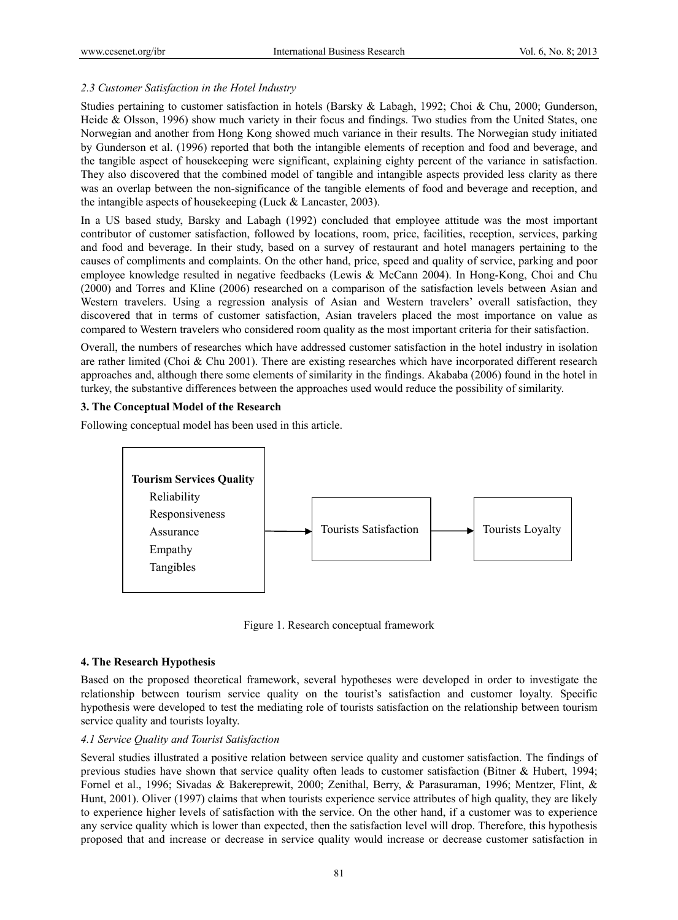### 2.3 Customer Satisfaction in the Hotel Industry

Studies pertaining to customer satisfaction in hotels (Barsky & Labagh, 1992; Choi & Chu, 2000; Gunderson, Heide & Olsson, 1996) show much variety in their focus and findings. Two studies from the United States, one Norwegian and another from Hong Kong showed much variance in their results. The Norwegian study initiated by Gunderson et al. (1996) reported that both the intangible elements of reception and food and beverage, and the tangible aspect of housekeeping were significant, explaining eighty percent of the variance in satisfaction. They also discovered that the combined model of tangible and intangible aspects provided less clarity as there was an overlap between the non-significance of the tangible elements of food and beverage and reception, and the intangible aspects of housekeeping (Luck & Lancaster, 2003).

In a US based study, Barsky and Labagh (1992) concluded that employee attitude was the most important contributor of customer satisfaction, followed by locations, room, price, facilities, reception, services, parking and food and beverage. In their study, based on a survey of restaurant and hotel managers pertaining to the causes of compliments and complaints. On the other hand, price, speed and quality of service, parking and poor employee knowledge resulted in negative feedbacks (Lewis & McCann 2004). In Hong-Kong, Choi and Chu (2000) and Torres and Kline (2006) researched on a comparison of the satisfaction levels between Asian and Western travelers. Using a regression analysis of Asian and Western travelers' overall satisfaction, they discovered that in terms of customer satisfaction, Asian travelers placed the most importance on value as compared to Western travelers who considered room quality as the most important criteria for their satisfaction.

Overall, the numbers of researches which have addressed customer satisfaction in the hotel industry in isolation are rather limited (Choi & Chu 2001). There are existing researches which have incorporated different research approaches and, although there some elements of similarity in the findings. Akababa (2006) found in the hotel in turkey, the substantive differences between the approaches used would reduce the possibility of similarity.

## 3. The Conceptual Model of the Research

Following conceptual model has been used in this article.

**Tourism Services Quality**
- Reliability
- Responsiveness
- Assurance
- Empathy
- Tangibles

→ Tourists Satisfaction → Tourists Loyalty

Figure 1. Research conceptual framework

## 4. The Research Hypothesis

Based on the proposed theoretical framework, several hypotheses were developed in order to investigate the relationship between tourism service quality on the tourist's satisfaction and customer loyalty. Specific hypothesis were developed to test the mediating role of tourists satisfaction on the relationship between tourism service quality and tourists loyalty.

### 4.1 Service Quality and Tourist Satisfaction

Several studies illustrated a positive relation between service quality and customer satisfaction. The findings of previous studies have shown that service quality often leads to customer satisfaction (Bitner & Hubert, 1994; Fornel et al., 1996; Sivadas & Bakereprewit, 2000; Zenithal, Berry, & Parasuraman, 1996; Mentzer, Flint, & Hunt, 2001). Oliver (1997) claims that when tourists experience service attributes of high quality, they are likely to experience higher levels of satisfaction with the service. On the other hand, if a customer was to experience any service quality which is lower than expected, then the satisfaction level will drop. Therefore, this hypothesis proposed that and increase or decrease in service quality would increase or decrease customer satisfaction in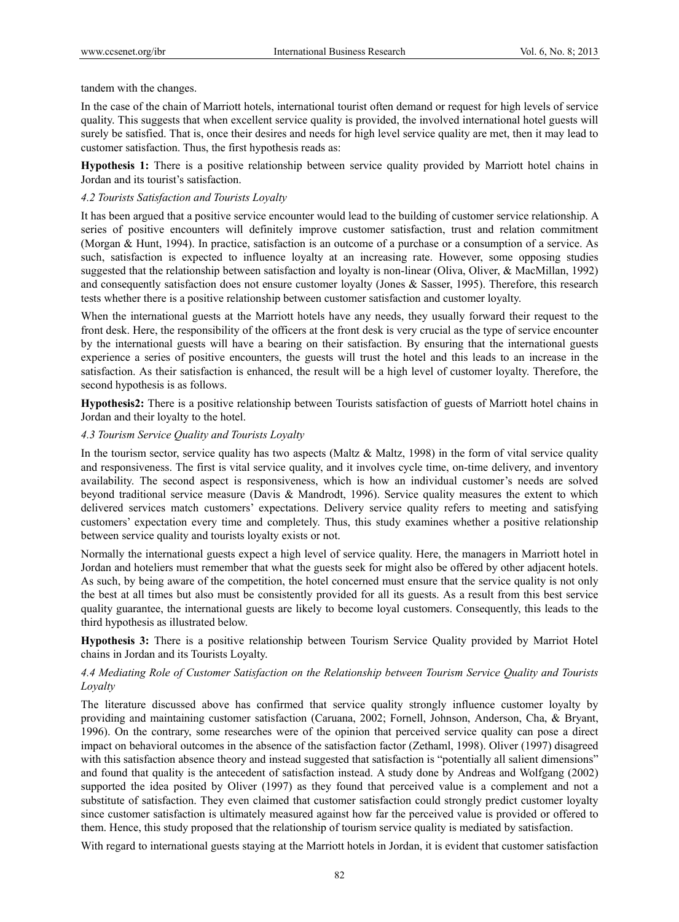tandem with the changes.

In the case of the chain of Marriott hotels, international tourist often demand or request for high levels of service quality. This suggests that when excellent service quality is provided, the involved international hotel guests will surely be satisfied. That is, once their desires and needs for high level service quality are met, then it may lead to customer satisfaction. Thus, the first hypothesis reads as:

**Hypothesis 1:** There is a positive relationship between service quality provided by Marriott hotel chains in Jordan and its tourist's satisfaction.

### *4.2 Tourists Satisfaction and Tourists Loyalty*

It has been argued that a positive service encounter would lead to the building of customer service relationship. A series of positive encounters will definitely improve customer satisfaction, trust and relation commitment (Morgan & Hunt, 1994). In practice, satisfaction is an outcome of a purchase or a consumption of a service. As such, satisfaction is expected to influence loyalty at an increasing rate. However, some opposing studies suggested that the relationship between satisfaction and loyalty is non-linear (Oliva, Oliver, & MacMillan, 1992) and consequently satisfaction does not ensure customer loyalty (Jones & Sasser, 1995). Therefore, this research tests whether there is a positive relationship between customer satisfaction and customer loyalty.

When the international guests at the Marriott hotels have any needs, they usually forward their request to the front desk. Here, the responsibility of the officers at the front desk is very crucial as the type of service encounter by the international guests will have a bearing on their satisfaction. By ensuring that the international guests experience a series of positive encounters, the guests will trust the hotel and this leads to an increase in the satisfaction. As their satisfaction is enhanced, the result will be a high level of customer loyalty. Therefore, the second hypothesis is as follows.

**Hypothesis2:** There is a positive relationship between Tourists satisfaction of guests of Marriott hotel chains in Jordan and their loyalty to the hotel.

### *4.3 Tourism Service Quality and Tourists Loyalty*

In the tourism sector, service quality has two aspects (Maltz & Maltz, 1998) in the form of vital service quality and responsiveness. The first is vital service quality, and it involves cycle time, on-time delivery, and inventory availability. The second aspect is responsiveness, which is how an individual customer's needs are solved beyond traditional service measure (Davis & Mandrodt, 1996). Service quality measures the extent to which delivered services match customers' expectations. Delivery service quality refers to meeting and satisfying customers' expectation every time and completely. Thus, this study examines whether a positive relationship between service quality and tourists loyalty exists or not.

Normally the international guests expect a high level of service quality. Here, the managers in Marriott hotel in Jordan and hoteliers must remember that what the guests seek for might also be offered by other adjacent hotels. As such, by being aware of the competition, the hotel concerned must ensure that the service quality is not only the best at all times but also must be consistently provided for all its guests. As a result from this best service quality guarantee, the international guests are likely to become loyal customers. Consequently, this leads to the third hypothesis as illustrated below.

**Hypothesis 3:** There is a positive relationship between Tourism Service Quality provided by Marriot Hotel chains in Jordan and its Tourists Loyalty.

### *4.4 Mediating Role of Customer Satisfaction on the Relationship between Tourism Service Quality and Tourists Loyalty*

The literature discussed above has confirmed that service quality strongly influence customer loyalty by providing and maintaining customer satisfaction (Caruana, 2002; Fornell, Johnson, Anderson, Cha, & Bryant, 1996). On the contrary, some researches were of the opinion that perceived service quality can pose a direct impact on behavioral outcomes in the absence of the satisfaction factor (Zethaml, 1998). Oliver (1997) disagreed with this satisfaction absence theory and instead suggested that satisfaction is "potentially all salient dimensions" and found that quality is the antecedent of satisfaction instead. A study done by Andreas and Wolfgang (2002) supported the idea posited by Oliver (1997) as they found that perceived value is a complement and not a substitute of satisfaction. They even claimed that customer satisfaction could strongly predict customer loyalty since customer satisfaction is ultimately measured against how far the perceived value is provided or offered to them. Hence, this study proposed that the relationship of tourism service quality is mediated by satisfaction.

With regard to international guests staying at the Marriott hotels in Jordan, it is evident that customer satisfaction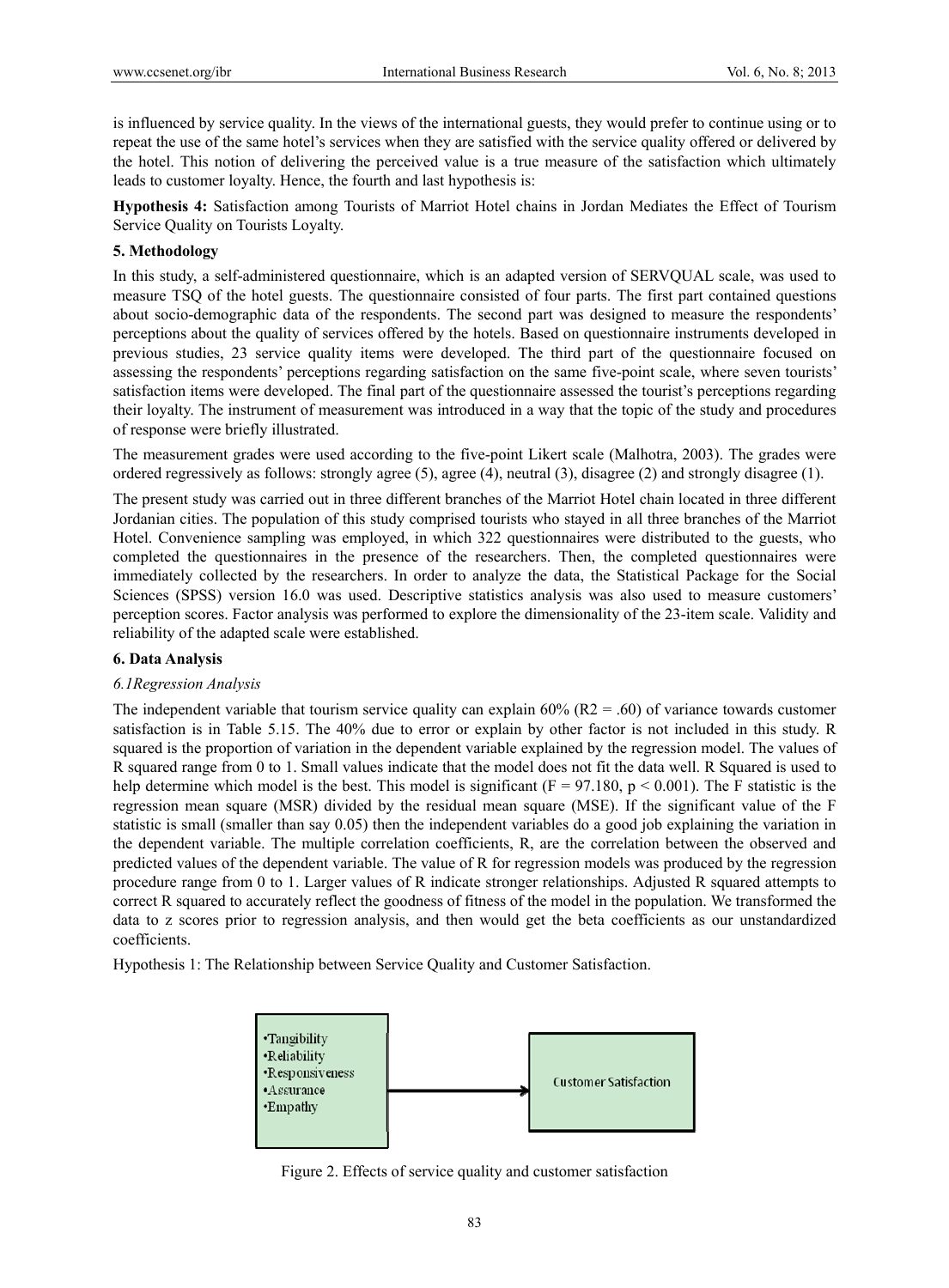is influenced by service quality. In the views of the international guests, they would prefer to continue using or to repeat the use of the same hotel's services when they are satisfied with the service quality offered or delivered by the hotel. This notion of delivering the perceived value is a true measure of the satisfaction which ultimately leads to customer loyalty. Hence, the fourth and last hypothesis is:

**Hypothesis 4:** Satisfaction among Tourists of Marriot Hotel chains in Jordan Mediates the Effect of Tourism Service Quality on Tourists Loyalty.

## 5. Methodology

In this study, a self-administered questionnaire, which is an adapted version of SERVQUAL scale, was used to measure TSQ of the hotel guests. The questionnaire consisted of four parts. The first part contained questions about socio-demographic data of the respondents. The second part was designed to measure the respondents' perceptions about the quality of services offered by the hotels. Based on questionnaire instruments developed in previous studies, 23 service quality items were developed. The third part of the questionnaire focused on assessing the respondents' perceptions regarding satisfaction on the same five-point scale, where seven tourists' satisfaction items were developed. The final part of the questionnaire assessed the tourist's perceptions regarding their loyalty. The instrument of measurement was introduced in a way that the topic of the study and procedures of response were briefly illustrated.

The measurement grades were used according to the five-point Likert scale (Malhotra, 2003). The grades were ordered regressively as follows: strongly agree (5), agree (4), neutral (3), disagree (2) and strongly disagree (1).

The present study was carried out in three different branches of the Marriot Hotel chain located in three different Jordanian cities. The population of this study comprised tourists who stayed in all three branches of the Marriot Hotel. Convenience sampling was employed, in which 322 questionnaires were distributed to the guests, who completed the questionnaires in the presence of the researchers. Then, the completed questionnaires were immediately collected by the researchers. In order to analyze the data, the Statistical Package for the Social Sciences (SPSS) version 16.0 was used. Descriptive statistics analysis was also used to measure customers' perception scores. Factor analysis was performed to explore the dimensionality of the 23-item scale. Validity and reliability of the adapted scale were established.

## 6. Data Analysis

### *6.1Regression Analysis*

The independent variable that tourism service quality can explain 60% (R2 = .60) of variance towards customer satisfaction is in Table 5.15. The 40% due to error or explain by other factor is not included in this study. R squared is the proportion of variation in the dependent variable explained by the regression model. The values of R squared range from 0 to 1. Small values indicate that the model does not fit the data well. R Squared is used to help determine which model is the best. This model is significant ($F = 97.180$, $p < 0.001$). The F statistic is the regression mean square (MSR) divided by the residual mean square (MSE). If the significant value of the F statistic is small (smaller than say 0.05) then the independent variables do a good job explaining the variation in the dependent variable. The multiple correlation coefficients, R, are the correlation between the observed and predicted values of the dependent variable. The value of R for regression models was produced by the regression procedure range from 0 to 1. Larger values of R indicate stronger relationships. Adjusted R squared attempts to correct R squared to accurately reflect the goodness of fitness of the model in the population. We transformed the data to z scores prior to regression analysis, and then would get the beta coefficients as our unstandardized coefficients.

Hypothesis 1: The Relationship between Service Quality and Customer Satisfaction.

Figure 2. Effects of service quality and customer satisfaction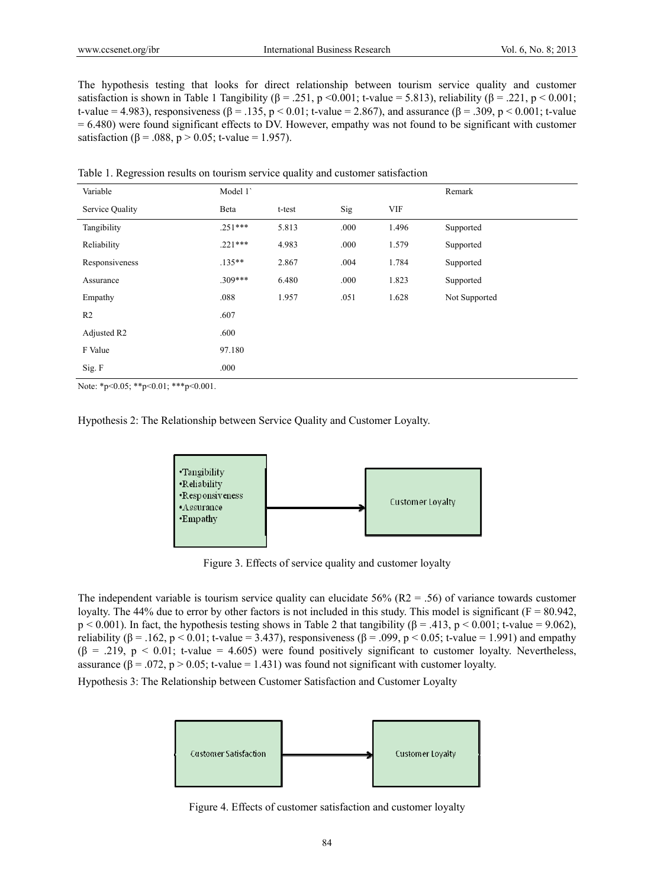The hypothesis testing that looks for direct relationship between tourism service quality and customer satisfaction is shown in Table 1 Tangibility ($\beta = .251$, $p < 0.001$; t-value = 5.813), reliability ($\beta = .221$, $p < 0.001$; t-value = 4.983), responsiveness ($\beta = .135$, $p < 0.01$; t-value = 2.867), and assurance ($\beta = .309$, $p < 0.001$; t-value = 6.480) were found significant effects to DV. However, empathy was not found to be significant with customer satisfaction ($\beta = .088$, $p > 0.05$; t-value = 1.957).

Table 1. Regression results on tourism service quality and customer satisfaction

| Variable | Model 1` | | | | Remark |
|---|---|---|---|---|---|
| Service Quality | Beta | t-test | Sig | VIF | |
| Tangibility | .251*** | 5.813 | .000 | 1.496 | Supported |
| Reliability | .221*** | 4.983 | .000 | 1.579 | Supported |
| Responsiveness | .135** | 2.867 | .004 | 1.784 | Supported |
| Assurance | .309*** | 6.480 | .000 | 1.823 | Supported |
| Empathy | .088 | 1.957 | .051 | 1.628 | Not Supported |
| R2 | .607 | | | | |
| Adjusted R2 | .600 | | | | |
| F Value | 97.180 | | | | |
| Sig. F | .000 | | | | |

Note: *p<0.05; **p<0.01; ***p<0.001.

Hypothesis 2: The Relationship between Service Quality and Customer Loyalty.

Figure 3. Effects of service quality and customer loyalty

The independent variable is tourism service quality can elucidate 56% ($R2 = .56$) of variance towards customer loyalty. The 44% due to error by other factors is not included in this study. This model is significant ($F = 80.942$, $p < 0.001$). In fact, the hypothesis testing shows in Table 2 that tangibility ($\beta = .413$, $p < 0.001$; t-value = 9.062), reliability ($\beta = .162$, $p < 0.01$; t-value = 3.437), responsiveness ($\beta = .099$, $p < 0.05$; t-value = 1.991) and empathy ($\beta = .219$, $p < 0.01$; t-value = 4.605) were found positively significant to customer loyalty. Nevertheless, assurance ($\beta = .072$, $p > 0.05$; t-value = 1.431) was found not significant with customer loyalty.

Hypothesis 3: The Relationship between Customer Satisfaction and Customer Loyalty

Figure 4. Effects of customer satisfaction and customer loyalty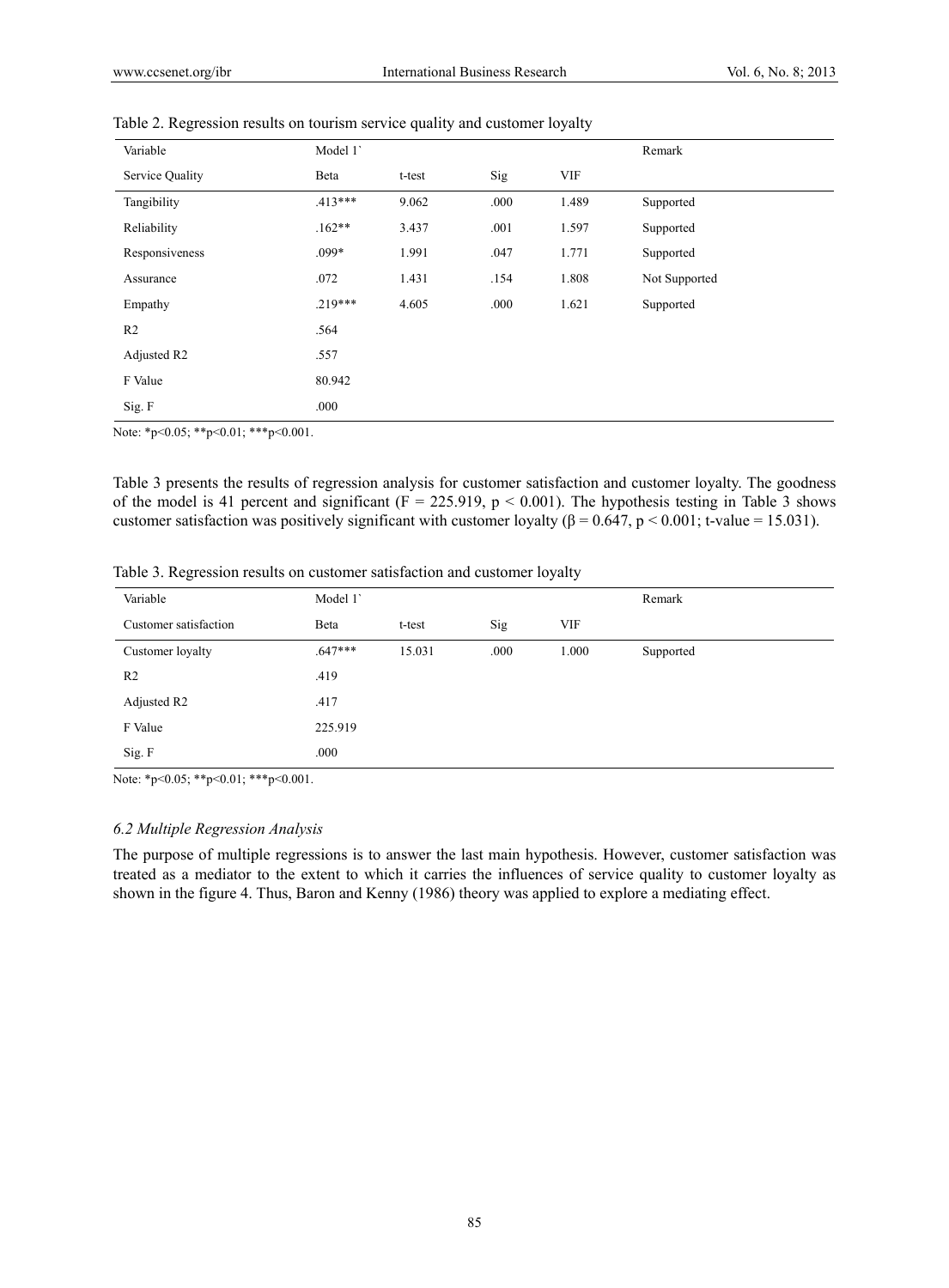Table 2. Regression results on tourism service quality and customer loyalty

| Variable | Model 1` | | | | Remark |
|---|---|---|---|---|---|
| Service Quality | Beta | t-test | Sig | VIF | |
| Tangibility | .413*** | 9.062 | .000 | 1.489 | Supported |
| Reliability | .162** | 3.437 | .001 | 1.597 | Supported |
| Responsiveness | .099* | 1.991 | .047 | 1.771 | Supported |
| Assurance | .072 | 1.431 | .154 | 1.808 | Not Supported |
| Empathy | .219*** | 4.605 | .000 | 1.621 | Supported |
| R2 | .564 | | | | |
| Adjusted R2 | .557 | | | | |
| F Value | 80.942 | | | | |
| Sig. F | .000 | | | | |

Note: *p<0.05; **p<0.01; ***p<0.001.

Table 3 presents the results of regression analysis for customer satisfaction and customer loyalty. The goodness of the model is 41 percent and significant ($F = 225.919$, $p < 0.001$). The hypothesis testing in Table 3 shows customer satisfaction was positively significant with customer loyalty ($\beta = 0.647$, $p < 0.001$; t-value = 15.031).

Table 3. Regression results on customer satisfaction and customer loyalty

| Variable | Model 1` | | | | Remark |
|---|---|---|---|---|---|
| Customer satisfaction | Beta | t-test | Sig | VIF | |
| Customer loyalty | .647*** | 15.031 | .000 | 1.000 | Supported |
| R2 | .419 | | | | |
| Adjusted R2 | .417 | | | | |
| F Value | 225.919 | | | | |
| Sig. F | .000 | | | | |

Note: *p<0.05; **p<0.01; ***p<0.001.

### *6.2 Multiple Regression Analysis*

The purpose of multiple regressions is to answer the last main hypothesis. However, customer satisfaction was treated as a mediator to the extent to which it carries the influences of service quality to customer loyalty as shown in the figure 4. Thus, Baron and Kenny (1986) theory was applied to explore a mediating effect.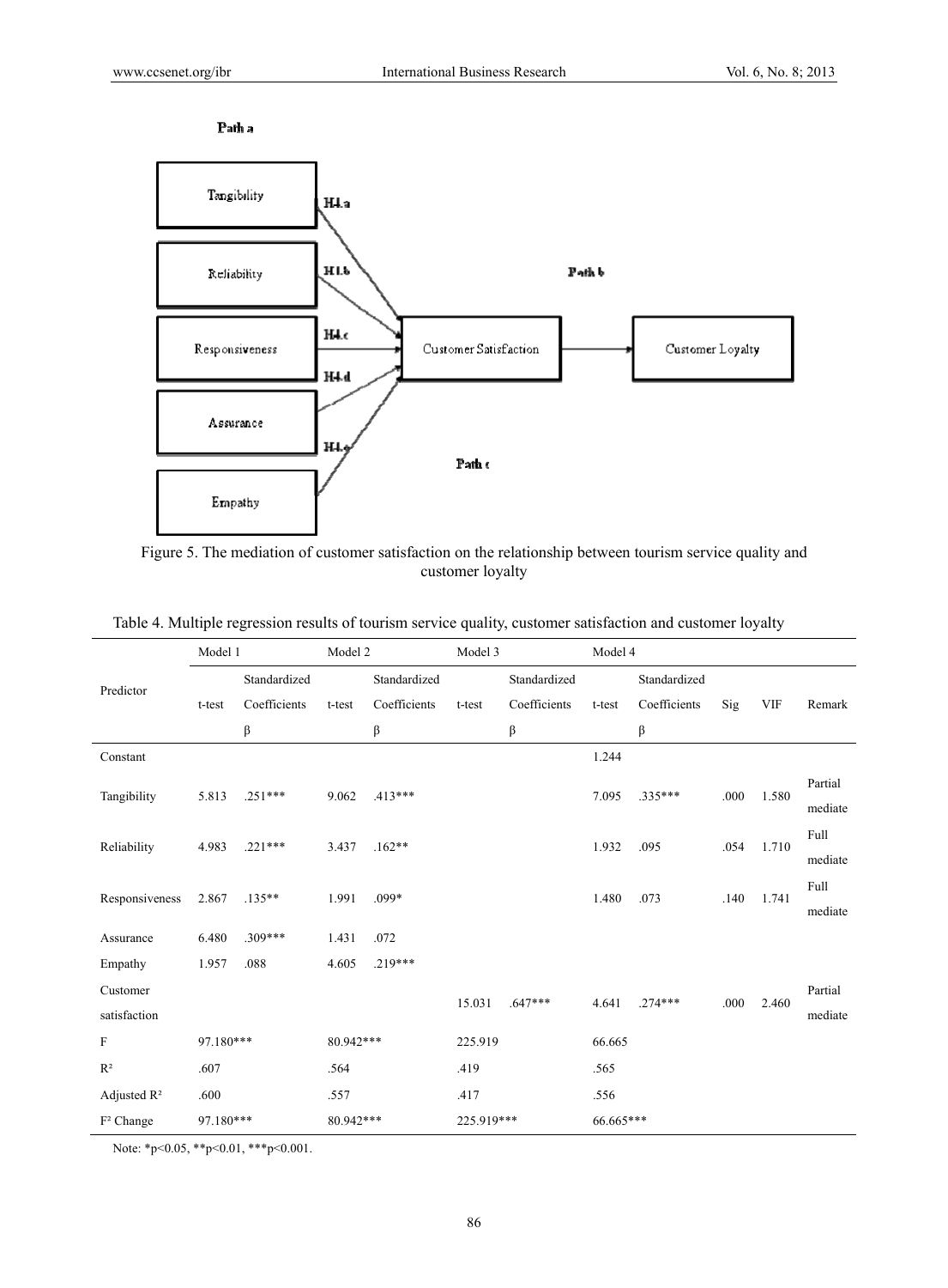Figure 5. The mediation of customer satisfaction on the relationship between tourism service quality and customer loyalty

Table 4. Multiple regression results of tourism service quality, customer satisfaction and customer loyalty

| Predictor | Model 1 | | Model 2 | | Model 3 | | Model 4 | | | | |
|---|---|---|---|---|---|---|---|---|---|---|---|
| | t-test | Standardized Coefficients β | t-test | Standardized Coefficients β | t-test | Standardized Coefficients β | t-test | Standardized Coefficients β | Sig | VIF | Remark |
| Constant | | | | | | | 1.244 | | | | |
| Tangibility | 5.813 | .251*** | 9.062 | .413*** | | | 7.095 | .335*** | .000 | 1.580 | Partial mediate |
| Reliability | 4.983 | .221*** | 3.437 | .162** | | | 1.932 | .095 | .054 | 1.710 | Full mediate |
| Responsiveness | 2.867 | .135** | 1.991 | .099* | | | 1.480 | .073 | .140 | 1.741 | Full mediate |
| Assurance | 6.480 | .309*** | 1.431 | .072 | | | | | | | |
| Empathy | 1.957 | .088 | 4.605 | .219*** | | | | | | | |
| Customer satisfaction | | | | | 15.031 | .647*** | 4.641 | .274*** | .000 | 2.460 | Partial mediate |
| F | 97.180*** | | 80.942*** | | 225.919 | | 66.665 | | | | |
| R² | .607 | | .564 | | .419 | | .565 | | | | |
| Adjusted R² | .600 | | .557 | | .417 | | .556 | | | | |
| F² Change | 97.180*** | | 80.942*** | | 225.919*** | | 66.665*** | | | | |

Note: *p<0.05, **p<0.01, ***p<0.001.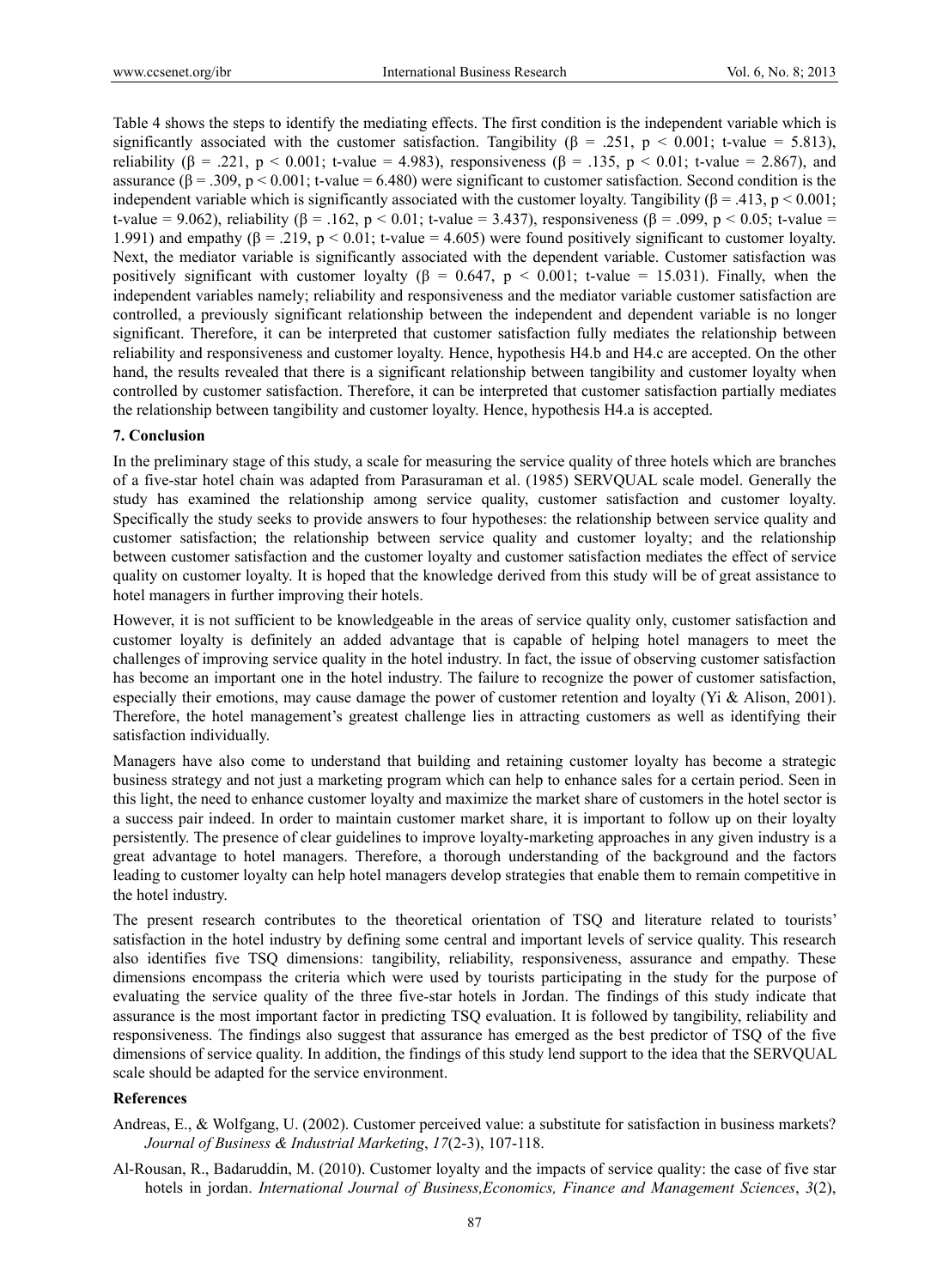Table 4 shows the steps to identify the mediating effects. The first condition is the independent variable which is significantly associated with the customer satisfaction. Tangibility ($\beta$ = .251, $p < 0.001$; t-value = 5.813), reliability ($\beta$ = .221, $p < 0.001$; t-value = 4.983), responsiveness ($\beta$ = .135, $p < 0.01$; t-value = 2.867), and assurance ($\beta$ = .309, $p < 0.001$; t-value = 6.480) were significant to customer satisfaction. Second condition is the independent variable which is significantly associated with the customer loyalty. Tangibility ($\beta$ = .413, $p < 0.001$; t-value = 9.062), reliability ($\beta$ = .162, $p < 0.01$; t-value = 3.437), responsiveness ($\beta$ = .099, $p < 0.05$; t-value = 1.991) and empathy ($\beta$ = .219, $p < 0.01$; t-value = 4.605) were found positively significant to customer loyalty. Next, the mediator variable is significantly associated with the dependent variable. Customer satisfaction was positively significant with customer loyalty ($\beta$ = 0.647, $p < 0.001$; t-value = 15.031). Finally, when the independent variables namely; reliability and responsiveness and the mediator variable customer satisfaction are controlled, a previously significant relationship between the independent and dependent variable is no longer significant. Therefore, it can be interpreted that customer satisfaction fully mediates the relationship between reliability and responsiveness and customer loyalty. Hence, hypothesis H4.b and H4.c are accepted. On the other hand, the results revealed that there is a significant relationship between tangibility and customer loyalty when controlled by customer satisfaction. Therefore, it can be interpreted that customer satisfaction partially mediates the relationship between tangibility and customer loyalty. Hence, hypothesis H4.a is accepted.

### 7. Conclusion

In the preliminary stage of this study, a scale for measuring the service quality of three hotels which are branches of a five-star hotel chain was adapted from Parasuraman et al. (1985) SERVQUAL scale model. Generally the study has examined the relationship among service quality, customer satisfaction and customer loyalty. Specifically the study seeks to provide answers to four hypotheses: the relationship between service quality and customer satisfaction; the relationship between service quality and customer loyalty; and the relationship between customer satisfaction and the customer loyalty and customer satisfaction mediates the effect of service quality on customer loyalty. It is hoped that the knowledge derived from this study will be of great assistance to hotel managers in further improving their hotels.

However, it is not sufficient to be knowledgeable in the areas of service quality only, customer satisfaction and customer loyalty is definitely an added advantage that is capable of helping hotel managers to meet the challenges of improving service quality in the hotel industry. In fact, the issue of observing customer satisfaction has become an important one in the hotel industry. The failure to recognize the power of customer satisfaction, especially their emotions, may cause damage the power of customer retention and loyalty (Yi & Alison, 2001). Therefore, the hotel management's greatest challenge lies in attracting customers as well as identifying their satisfaction individually.

Managers have also come to understand that building and retaining customer loyalty has become a strategic business strategy and not just a marketing program which can help to enhance sales for a certain period. Seen in this light, the need to enhance customer loyalty and maximize the market share of customers in the hotel sector is a success pair indeed. In order to maintain customer market share, it is important to follow up on their loyalty persistently. The presence of clear guidelines to improve loyalty-marketing approaches in any given industry is a great advantage to hotel managers. Therefore, a thorough understanding of the background and the factors leading to customer loyalty can help hotel managers develop strategies that enable them to remain competitive in the hotel industry.

The present research contributes to the theoretical orientation of TSQ and literature related to tourists' satisfaction in the hotel industry by defining some central and important levels of service quality. This research also identifies five TSQ dimensions: tangibility, reliability, responsiveness, assurance and empathy. These dimensions encompass the criteria which were used by tourists participating in the study for the purpose of evaluating the service quality of the three five-star hotels in Jordan. The findings of this study indicate that assurance is the most important factor in predicting TSQ evaluation. It is followed by tangibility, reliability and responsiveness. The findings also suggest that assurance has emerged as the best predictor of TSQ of the five dimensions of service quality. In addition, the findings of this study lend support to the idea that the SERVQUAL scale should be adapted for the service environment.

### References

Andreas, E., & Wolfgang, U. (2002). Customer perceived value: a substitute for satisfaction in business markets? *Journal of Business & Industrial Marketing*, *17*(2-3), 107-118.

Al-Rousan, R., Badaruddin, M. (2010). Customer loyalty and the impacts of service quality: the case of five star hotels in jordan. *International Journal of Business,Economics, Finance and Management Sciences*, *3*(2),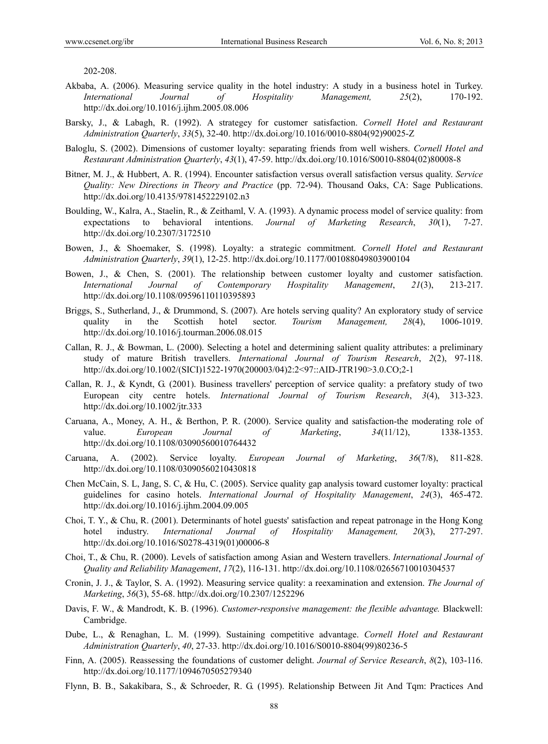202-208.

Akbaba, A. (2006). Measuring service quality in the hotel industry: A study in a business hotel in Turkey. *International Journal of Hospitality Management, 25*(2), 170-192. http://dx.doi.org/10.1016/j.ijhm.2005.08.006

Barsky, J., & Labagh, R. (1992). A strategey for customer satisfaction. *Cornell Hotel and Restaurant Administration Quarterly*, *33*(5), 32-40. http://dx.doi.org/10.1016/0010-8804(92)90025-Z

Baloglu, S. (2002). Dimensions of customer loyalty: separating friends from well wishers. *Cornell Hotel and Restaurant Administration Quarterly*, *43*(1), 47-59. http://dx.doi.org/10.1016/S0010-8804(02)80008-8

Bitner, M. J., & Hubbert, A. R. (1994). Encounter satisfaction versus overall satisfaction versus quality. *Service Quality: New Directions in Theory and Practice* (pp. 72-94). Thousand Oaks, CA: Sage Publications. http://dx.doi.org/10.4135/9781452229102.n3

Boulding, W., Kalra, A., Staelin, R., & Zeithaml, V. A. (1993). A dynamic process model of service quality: from expectations to behavioral intentions. *Journal of Marketing Research*, *30*(1), 7-27. http://dx.doi.org/10.2307/3172510

Bowen, J., & Shoemaker, S. (1998). Loyalty: a strategic commitment. *Cornell Hotel and Restaurant Administration Quarterly*, *39*(1), 12-25. http://dx.doi.org/10.1177/001088049803900104

Bowen, J., & Chen, S. (2001). The relationship between customer loyalty and customer satisfaction. *International Journal of Contemporary Hospitality Management*, *21*(3), 213-217. http://dx.doi.org/10.1108/09596110110395893

Briggs, S., Sutherland, J., & Drummond, S. (2007). Are hotels serving quality? An exploratory study of service quality in the Scottish hotel sector. *Tourism Management, 28*(4), 1006-1019. http://dx.doi.org/10.1016/j.tourman.2006.08.015

Callan, R. J., & Bowman, L. (2000). Selecting a hotel and determining salient quality attributes: a preliminary study of mature British travellers. *International Journal of Tourism Research*, *2*(2), 97-118. http://dx.doi.org/10.1002/(SICI)1522-1970(200003/04)2:2<97::AID-JTR190>3.0.CO;2-1

Callan, R. J., & Kyndt, G. (2001). Business travellers' perception of service quality: a prefatory study of two European city centre hotels. *International Journal of Tourism Research*, *3*(4), 313-323. http://dx.doi.org/10.1002/jtr.333

Caruana, A., Money, A. H., & Berthon, P. R. (2000). Service quality and satisfaction-the moderating role of value. *European Journal of Marketing*, *34*(11/12), 1338-1353. http://dx.doi.org/10.1108/03090560010764432

Caruana, A. (2002). Service loyalty. *European Journal of Marketing*, *36*(7/8), 811-828. http://dx.doi.org/10.1108/03090560210430818

Chen McCain, S. L, Jang, S. C, & Hu, C. (2005). Service quality gap analysis toward customer loyalty: practical guidelines for casino hotels. *International Journal of Hospitality Management*, *24*(3), 465-472. http://dx.doi.org/10.1016/j.ijhm.2004.09.005

Choi, T. Y., & Chu, R. (2001). Determinants of hotel guests' satisfaction and repeat patronage in the Hong Kong hotel industry. *International Journal of Hospitality Management, 20*(3), 277-297. http://dx.doi.org/10.1016/S0278-4319(01)00006-8

Choi, T., & Chu, R. (2000). Levels of satisfaction among Asian and Western travellers. *International Journal of Quality and Reliability Management*, *17*(2), 116-131. http://dx.doi.org/10.1108/02656710010304537

Cronin, J. J., & Taylor, S. A. (1992). Measuring service quality: a reexamination and extension. *The Journal of Marketing*, *56*(3), 55-68. http://dx.doi.org/10.2307/1252296

Davis, F. W., & Mandrodt, K. B. (1996). *Customer-responsive management: the flexible advantage.* Blackwell: Cambridge.

Dube, L., & Renaghan, L. M. (1999). Sustaining competitive advantage. *Cornell Hotel and Restaurant Administration Quarterly*, *40*, 27-33. http://dx.doi.org/10.1016/S0010-8804(99)80236-5

Finn, A. (2005). Reassessing the foundations of customer delight. *Journal of Service Research*, *8*(2), 103-116. http://dx.doi.org/10.1177/1094670505279340

Flynn, B. B., Sakakibara, S., & Schroeder, R. G. (1995). Relationship Between Jit And Tqm: Practices And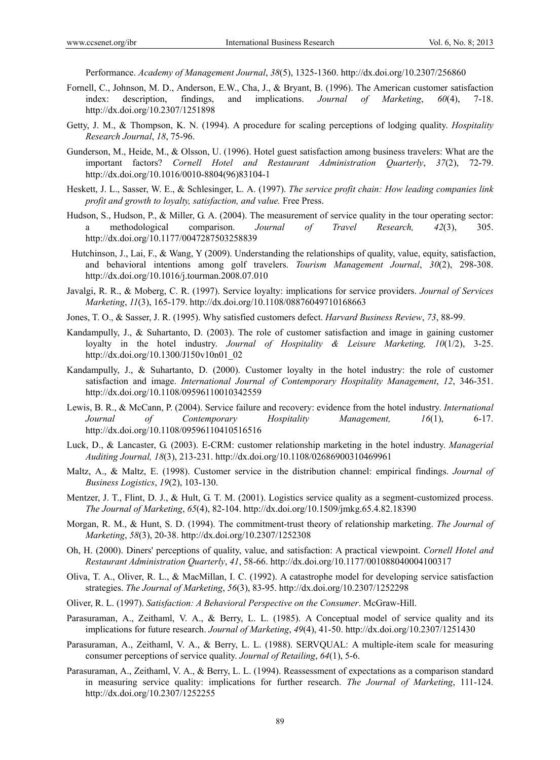Performance. *Academy of Management Journal*, *38*(5), 1325-1360. http://dx.doi.org/10.2307/256860

Fornell, C., Johnson, M. D., Anderson, E.W., Cha, J., & Bryant, B. (1996). The American customer satisfaction index: description, findings, and implications. *Journal of Marketing*, *60*(4), 7-18. http://dx.doi.org/10.2307/1251898

Getty, J. M., & Thompson, K. N. (1994). A procedure for scaling perceptions of lodging quality. *Hospitality Research Journal*, *18*, 75-96.

Gunderson, M., Heide, M., & Olsson, U. (1996). Hotel guest satisfaction among business travelers: What are the important factors? *Cornell Hotel and Restaurant Administration Quarterly*, *37*(2), 72-79. http://dx.doi.org/10.1016/0010-8804(96)83104-1

Heskett, J. L., Sasser, W. E., & Schlesinger, L. A. (1997). *The service profit chain: How leading companies link profit and growth to loyalty, satisfaction, and value.* Free Press.

Hudson, S., Hudson, P., & Miller, G. A. (2004). The measurement of service quality in the tour operating sector: a methodological comparison. *Journal of Travel Research, 42*(3), 305. http://dx.doi.org/10.1177/0047287503258839

Hutchinson, J., Lai, F., & Wang, Y (2009). Understanding the relationships of quality, value, equity, satisfaction, and behavioral intentions among golf travelers. *Tourism Management Journal*, *30*(2), 298-308. http://dx.doi.org/10.1016/j.tourman.2008.07.010

Javalgi, R. R., & Moberg, C. R. (1997). Service loyalty: implications for service providers. *Journal of Services Marketing*, *11*(3), 165-179. http://dx.doi.org/10.1108/08876049710168663

Jones, T. O., & Sasser, J. R. (1995). Why satisfied customers defect. *Harvard Business Review*, *73*, 88-99.

Kandampully, J., & Suhartanto, D. (2003). The role of customer satisfaction and image in gaining customer loyalty in the hotel industry. *Journal of Hospitality & Leisure Marketing, 10*(1/2), 3-25. http://dx.doi.org/10.1300/J150v10n01_02

Kandampully, J., & Suhartanto, D. (2000). Customer loyalty in the hotel industry: the role of customer satisfaction and image. *International Journal of Contemporary Hospitality Management*, *12*, 346-351. http://dx.doi.org/10.1108/09596110010342559

Lewis, B. R., & McCann, P. (2004). Service failure and recovery: evidence from the hotel industry. *International Journal of Contemporary Hospitality Management, 16*(1), 6-17. http://dx.doi.org/10.1108/09596110410516516

Luck, D., & Lancaster, G. (2003). E-CRM: customer relationship marketing in the hotel industry. *Managerial Auditing Journal, 18*(3), 213-231. http://dx.doi.org/10.1108/02686900310469961

Maltz, A., & Maltz, E. (1998). Customer service in the distribution channel: empirical findings. *Journal of Business Logistics*, *19*(2), 103-130.

Mentzer, J. T., Flint, D. J., & Hult, G. T. M. (2001). Logistics service quality as a segment-customized process. *The Journal of Marketing*, *65*(4), 82-104. http://dx.doi.org/10.1509/jmkg.65.4.82.18390

Morgan, R. M., & Hunt, S. D. (1994). The commitment-trust theory of relationship marketing. *The Journal of Marketing*, *58*(3), 20-38. http://dx.doi.org/10.2307/1252308

Oh, H. (2000). Diners' perceptions of quality, value, and satisfaction: A practical viewpoint. *Cornell Hotel and Restaurant Administration Quarterly*, *41*, 58-66. http://dx.doi.org/10.1177/001088040004100317

Oliva, T. A., Oliver, R. L., & MacMillan, I. C. (1992). A catastrophe model for developing service satisfaction strategies. *The Journal of Marketing*, *56*(3), 83-95. http://dx.doi.org/10.2307/1252298

Oliver, R. L. (1997). *Satisfaction: A Behavioral Perspective on the Consumer*. McGraw-Hill.

Parasuraman, A., Zeithaml, V. A., & Berry, L. L. (1985). A Conceptual model of service quality and its implications for future research. *Journal of Marketing*, *49*(4), 41-50. http://dx.doi.org/10.2307/1251430

Parasuraman, A., Zeithaml, V. A., & Berry, L. L. (1988). SERVQUAL: A multiple-item scale for measuring consumer perceptions of service quality. *Journal of Retailing*, *64*(1), 5-6.

Parasuraman, A., Zeithaml, V. A., & Berry, L. L. (1994). Reassessment of expectations as a comparison standard in measuring service quality: implications for further research. *The Journal of Marketing*, 111-124. http://dx.doi.org/10.2307/1252255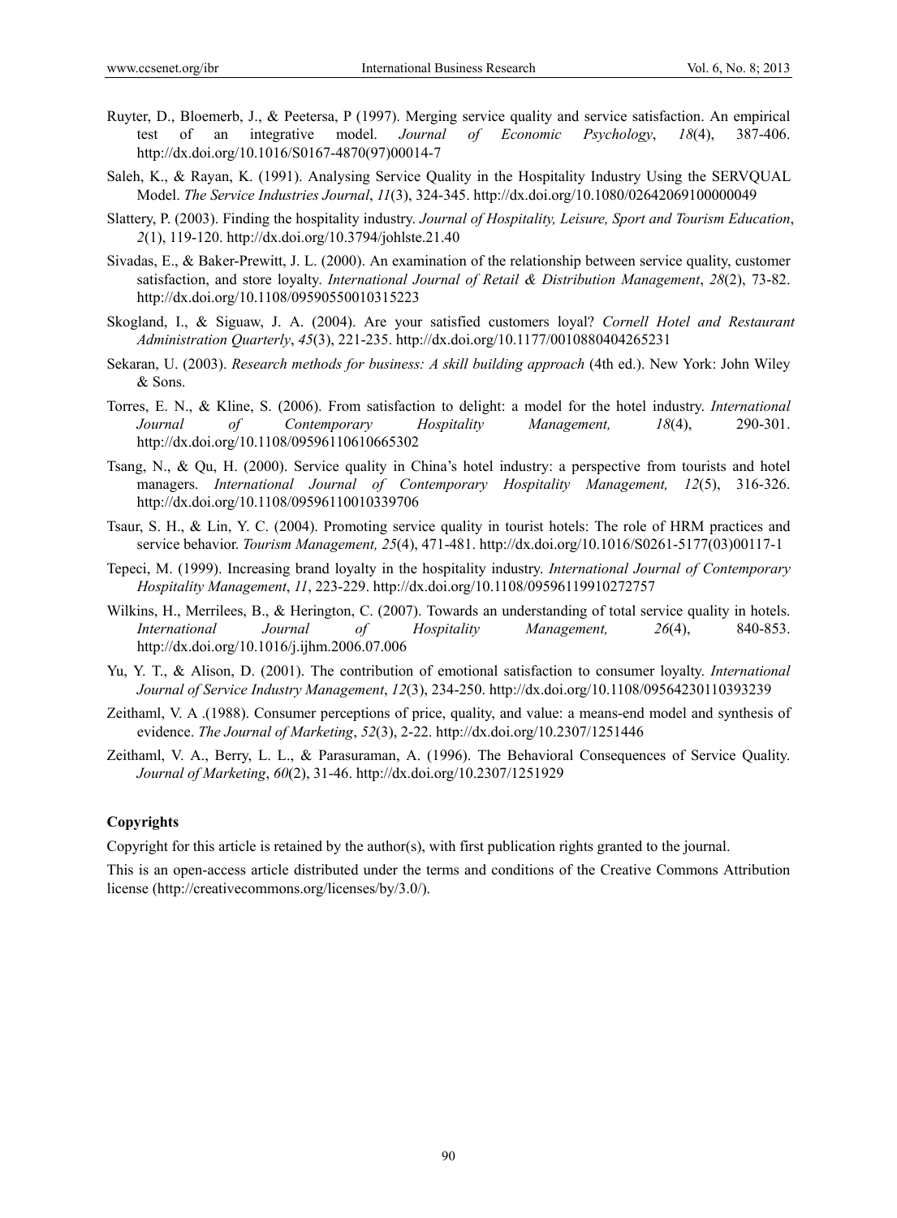Ruyter, D., Bloemerb, J., & Peetersa, P (1997). Merging service quality and service satisfaction. An empirical test of an integrative model. *Journal of Economic Psychology*, *18*(4), 387-406. http://dx.doi.org/10.1016/S0167-4870(97)00014-7

Saleh, K., & Rayan, K. (1991). Analysing Service Quality in the Hospitality Industry Using the SERVQUAL Model. *The Service Industries Journal*, *11*(3), 324-345. http://dx.doi.org/10.1080/02642069100000049

Slattery, P. (2003). Finding the hospitality industry. *Journal of Hospitality, Leisure, Sport and Tourism Education*, *2*(1), 119-120. http://dx.doi.org/10.3794/johlste.21.40

Sivadas, E., & Baker-Prewitt, J. L. (2000). An examination of the relationship between service quality, customer satisfaction, and store loyalty. *International Journal of Retail & Distribution Management*, *28*(2), 73-82. http://dx.doi.org/10.1108/09590550010315223

Skogland, I., & Siguaw, J. A. (2004). Are your satisfied customers loyal? *Cornell Hotel and Restaurant Administration Quarterly*, *45*(3), 221-235. http://dx.doi.org/10.1177/0010880404265231

Sekaran, U. (2003). *Research methods for business: A skill building approach* (4th ed.). New York: John Wiley & Sons.

Torres, E. N., & Kline, S. (2006). From satisfaction to delight: a model for the hotel industry. *International Journal of Contemporary Hospitality Management, 18*(4), 290-301. http://dx.doi.org/10.1108/09596110610665302

Tsang, N., & Qu, H. (2000). Service quality in China's hotel industry: a perspective from tourists and hotel managers. *International Journal of Contemporary Hospitality Management, 12*(5), 316-326. http://dx.doi.org/10.1108/09596110010339706

Tsaur, S. H., & Lin, Y. C. (2004). Promoting service quality in tourist hotels: The role of HRM practices and service behavior. *Tourism Management, 25*(4), 471-481. http://dx.doi.org/10.1016/S0261-5177(03)00117-1

Tepeci, M. (1999). Increasing brand loyalty in the hospitality industry. *International Journal of Contemporary Hospitality Management*, *11*, 223-229. http://dx.doi.org/10.1108/09596119910272757

Wilkins, H., Merrilees, B., & Herington, C. (2007). Towards an understanding of total service quality in hotels. *International Journal of Hospitality Management, 26*(4), 840-853. http://dx.doi.org/10.1016/j.ijhm.2006.07.006

Yu, Y. T., & Alison, D. (2001). The contribution of emotional satisfaction to consumer loyalty. *International Journal of Service Industry Management*, *12*(3), 234-250. http://dx.doi.org/10.1108/09564230110393239

Zeithaml, V. A .(1988). Consumer perceptions of price, quality, and value: a means-end model and synthesis of evidence. *The Journal of Marketing*, *52*(3), 2-22. http://dx.doi.org/10.2307/1251446

Zeithaml, V. A., Berry, L. L., & Parasuraman, A. (1996). The Behavioral Consequences of Service Quality. *Journal of Marketing*, *60*(2), 31-46. http://dx.doi.org/10.2307/1251929

**Copyrights**

Copyright for this article is retained by the author(s), with first publication rights granted to the journal.

This is an open-access article distributed under the terms and conditions of the Creative Commons Attribution license (http://creativecommons.org/licenses/by/3.0/).